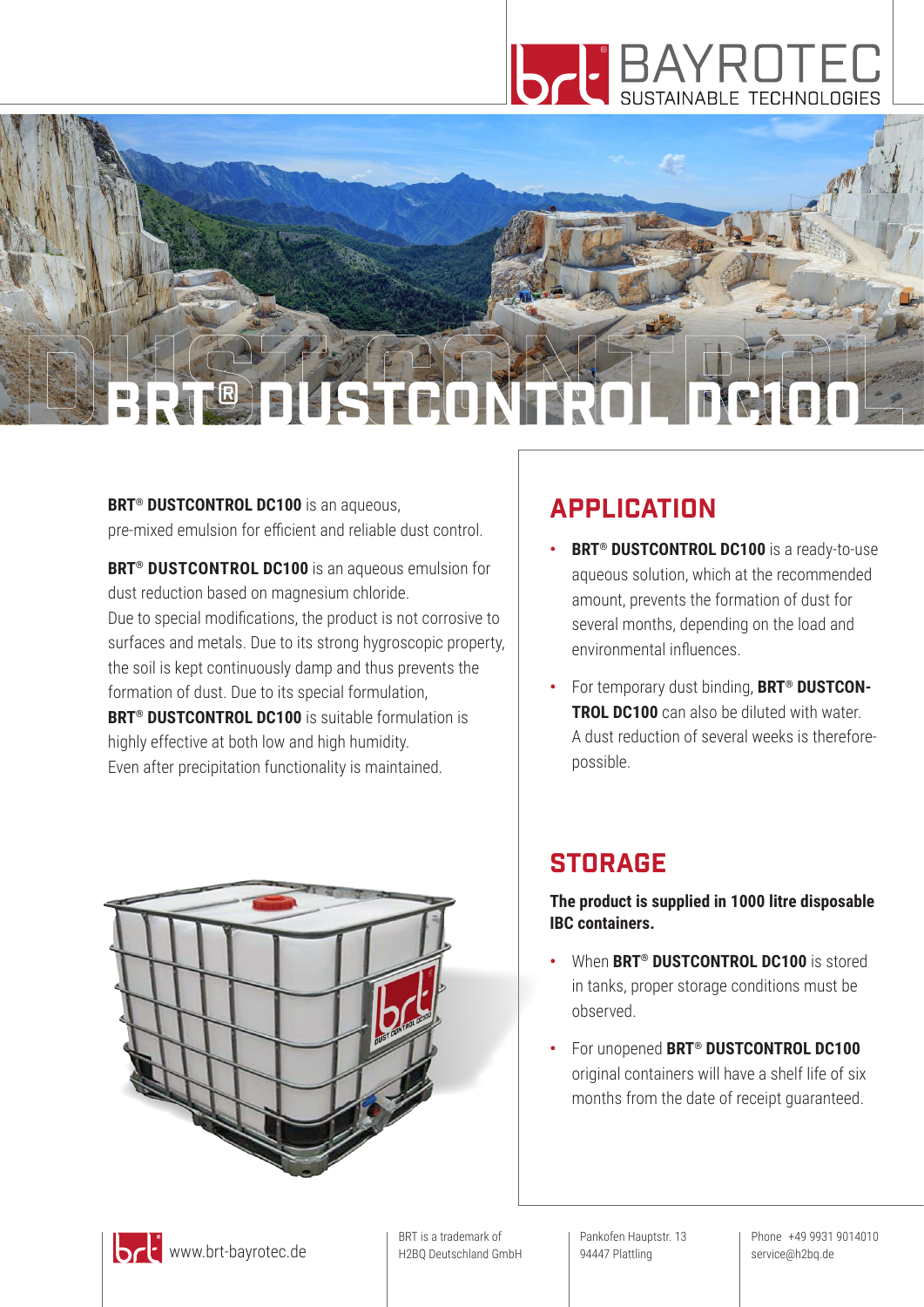# BRT® DUSTCONTROL DC100

**BRT® DUSTCONTROL DC100** is an aqueous, pre-mixed emulsion for efficient and reliable dust control.

**BRT® DUSTCONTROL DC100** is an aqueous emulsion for dust reduction based on magnesium chloride. Due to special modifications, the product is not corrosive to surfaces and metals. Due to its strong hygroscopic property, the soil is kept continuously damp and thus prevents the formation of dust. Due to its special formulation, **BRT® DUSTCONTROL DC100** is suitable formulation is highly effective at both low and high humidity. Even after precipitation functionality is maintained.

## APPLICATION

- **BRT® DUSTCONTROL DC100** is a ready-to-use aqueous solution, which at the recommended amount, prevents the formation of dust for several months, depending on the load and environmental influences.
- For temporary dust binding, **BRT® DUSTCONTROL DC100** can also be diluted with water. A dust reduction of several weeks is therefore possible.

## STORAGE

**The product is supplied in 1000 litre disposable IBC containers.**

- When **BRT® DUSTCONTROL DC100** is stored in tanks, proper storage conditions must be observed.
- For unopened **BRT® DUSTCONTROL DC100** original containers will have a shelf life of six months from the date of receipt guaranteed.

www.brt-bayrotec.de

BRT is a trademark of H2BQ Deutschland GmbH

Pankofen Hauptstr. 13
94447 Plattling

Phone +49 9931 9014010
service@h2bq.de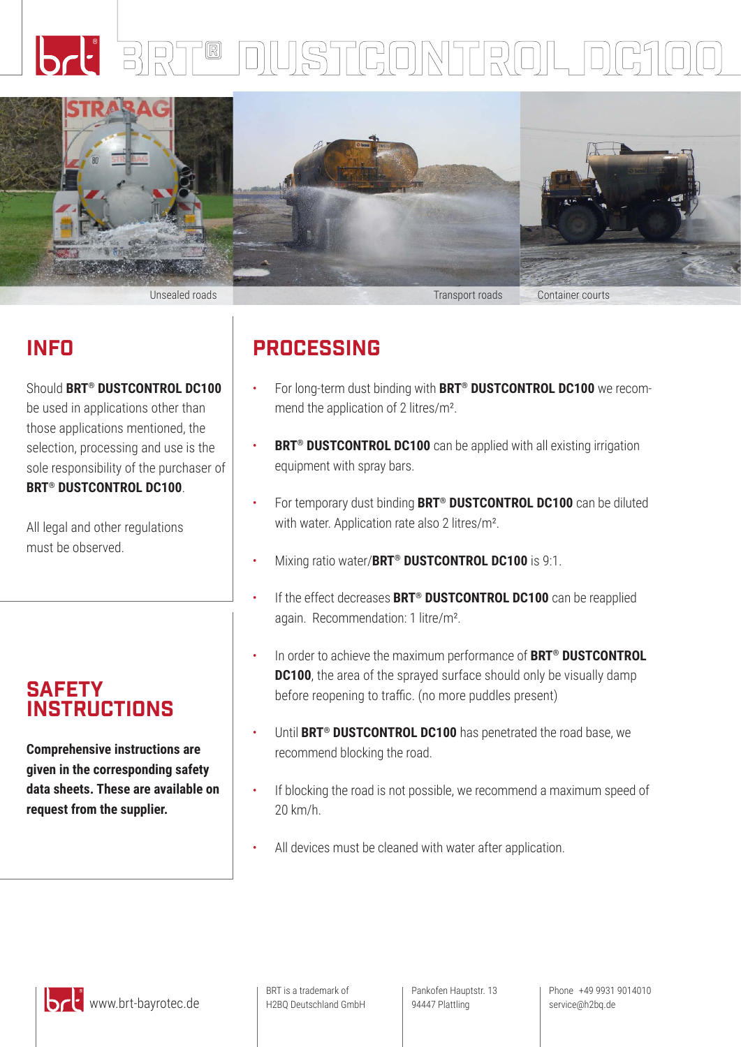# BRT® DUSTCONTROL DC100

Unsealed roads

Transport roads

Container courts

## INFO

Should **BRT® DUSTCONTROL DC100** be used in applications other than those applications mentioned, the selection, processing and use is the sole responsibility of the purchaser of **BRT® DUSTCONTROL DC100**.

All legal and other regulations must be observed.

## SAFETY INSTRUCTIONS

**Comprehensive instructions are given in the corresponding safety data sheets. These are available on request from the supplier.**

## PROCESSING

- For long-term dust binding with **BRT® DUSTCONTROL DC100** we recommend the application of 2 litres/m².
- **BRT® DUSTCONTROL DC100** can be applied with all existing irrigation equipment with spray bars.
- For temporary dust binding **BRT® DUSTCONTROL DC100** can be diluted with water. Application rate also 2 litres/m².
- Mixing ratio water/**BRT® DUSTCONTROL DC100** is 9:1.
- If the effect decreases **BRT® DUSTCONTROL DC100** can be reapplied again. Recommendation: 1 litre/m².
- In order to achieve the maximum performance of **BRT® DUSTCONTROL DC100**, the area of the sprayed surface should only be visually damp before reopening to traffic. (no more puddles present)
- Until **BRT® DUSTCONTROL DC100** has penetrated the road base, we recommend blocking the road.
- If blocking the road is not possible, we recommend a maximum speed of 20 km/h.
- All devices must be cleaned with water after application.

www.brt-bayrotec.de

BRT is a trademark of H2BQ Deutschland GmbH

Pankofen Hauptstr. 13
94447 Plattling

Phone +49 9931 9014010
service@h2bq.de